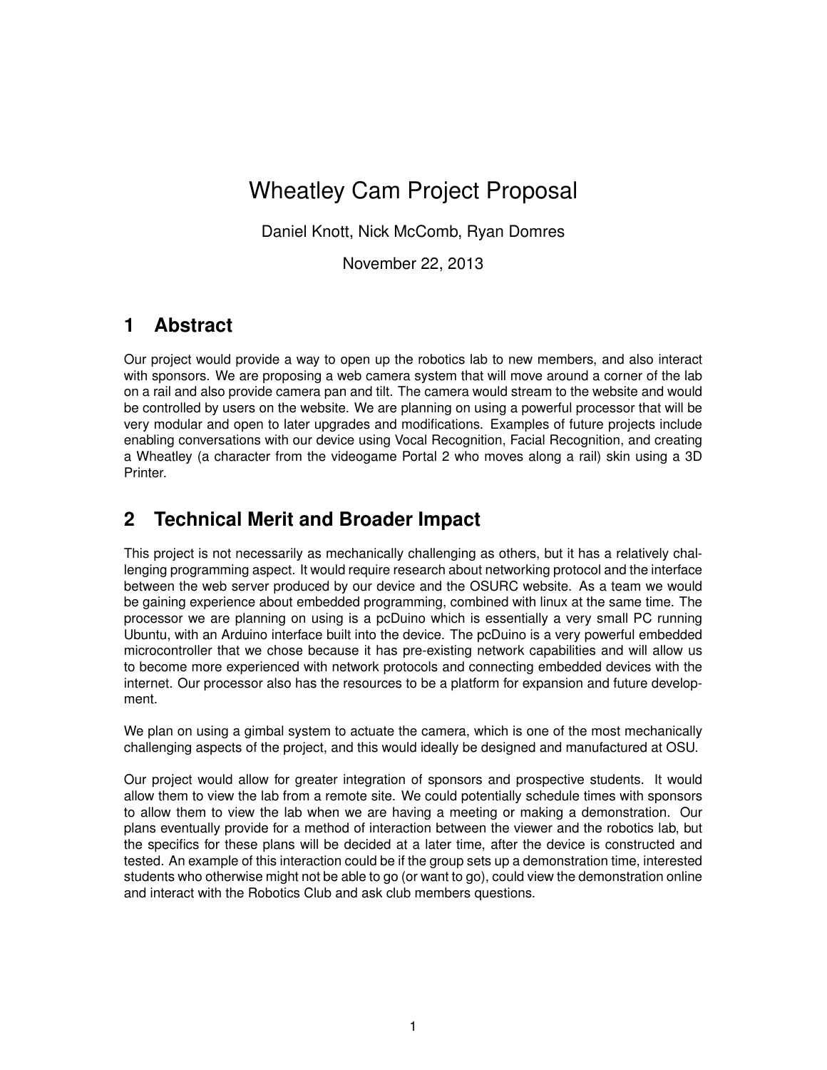# Wheatley Cam Project Proposal

Daniel Knott, Nick McComb, Ryan Domres

November 22, 2013

## 1 Abstract

Our project would provide a way to open up the robotics lab to new members, and also interact with sponsors. We are proposing a web camera system that will move around a corner of the lab on a rail and also provide camera pan and tilt. The camera would stream to the website and would be controlled by users on the website. We are planning on using a powerful processor that will be very modular and open to later upgrades and modifications. Examples of future projects include enabling conversations with our device using Vocal Recognition, Facial Recognition, and creating a Wheatley (a character from the videogame Portal 2 who moves along a rail) skin using a 3D Printer.

## 2 Technical Merit and Broader Impact

This project is not necessarily as mechanically challenging as others, but it has a relatively challenging programming aspect. It would require research about networking protocol and the interface between the web server produced by our device and the OSURC website. As a team we would be gaining experience about embedded programming, combined with linux at the same time. The processor we are planning on using is a pcDuino which is essentially a very small PC running Ubuntu, with an Arduino interface built into the device. The pcDuino is a very powerful embedded microcontroller that we chose because it has pre-existing network capabilities and will allow us to become more experienced with network protocols and connecting embedded devices with the internet. Our processor also has the resources to be a platform for expansion and future development.

We plan on using a gimbal system to actuate the camera, which is one of the most mechanically challenging aspects of the project, and this would ideally be designed and manufactured at OSU.

Our project would allow for greater integration of sponsors and prospective students. It would allow them to view the lab from a remote site. We could potentially schedule times with sponsors to allow them to view the lab when we are having a meeting or making a demonstration. Our plans eventually provide for a method of interaction between the viewer and the robotics lab, but the specifics for these plans will be decided at a later time, after the device is constructed and tested. An example of this interaction could be if the group sets up a demonstration time, interested students who otherwise might not be able to go (or want to go), could view the demonstration online and interact with the Robotics Club and ask club members questions.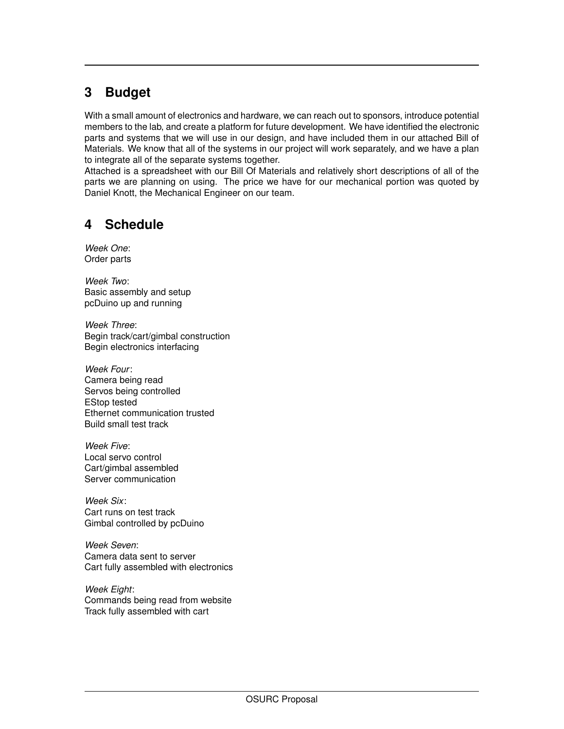## 3 Budget

With a small amount of electronics and hardware, we can reach out to sponsors, introduce potential members to the lab, and create a platform for future development. We have identified the electronic parts and systems that we will use in our design, and have included them in our attached Bill of Materials. We know that all of the systems in our project will work separately, and we have a plan to integrate all of the separate systems together.
Attached is a spreadsheet with our Bill Of Materials and relatively short descriptions of all of the parts we are planning on using. The price we have for our mechanical portion was quoted by Daniel Knott, the Mechanical Engineer on our team.

## 4 Schedule

*Week One*:
Order parts

*Week Two*:
Basic assembly and setup
pcDuino up and running

*Week Three*:
Begin track/cart/gimbal construction
Begin electronics interfacing

*Week Four*:
Camera being read
Servos being controlled
EStop tested
Ethernet communication trusted
Build small test track

*Week Five*:
Local servo control
Cart/gimbal assembled
Server communication

*Week Six*:
Cart runs on test track
Gimbal controlled by pcDuino

*Week Seven*:
Camera data sent to server
Cart fully assembled with electronics

*Week Eight*:
Commands being read from website
Track fully assembled with cart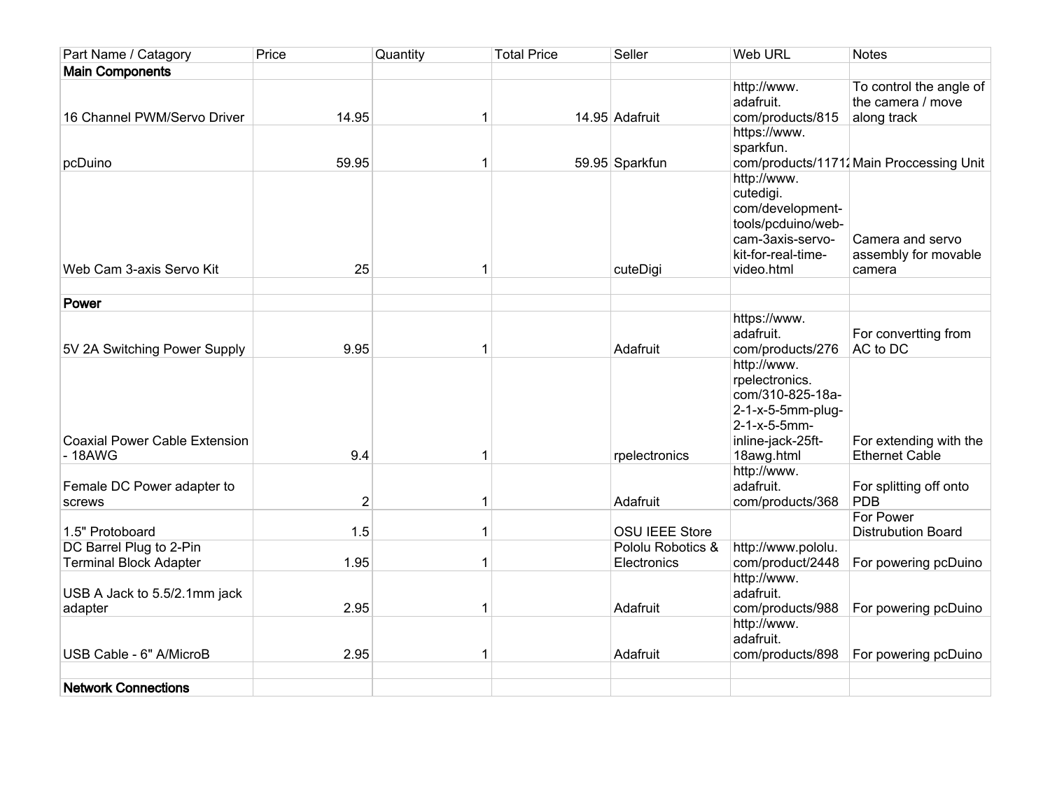| Part Name / Catagory | Price | Quantity | Total Price | Seller | Web URL | Notes |
|---|---|---|---|---|---|---|
| **Main Components** | | | | | | |
| 16 Channel PWM/Servo Driver | 14.95 | 1 | 14.95 | Adafruit | http://www.adafruit.com/products/815 | To control the angle of the camera / move along track |
| pcDuino | 59.95 | 1 | 59.95 | Sparkfun | https://www.sparkfun.com/products/11712 | Main Proccessing Unit |
| Web Cam 3-axis Servo Kit | 25 | 1 | | cuteDigi | http://www.cutedigi.com/development-tools/pcduino/web-cam-3axis-servo-kit-for-real-time-video.html | Camera and servo assembly for movable camera |
| | | | | | | |
| **Power** | | | | | | |
| 5V 2A Switching Power Supply | 9.95 | 1 | | Adafruit | https://www.adafruit.com/products/276 | For convertting from AC to DC |
| Coaxial Power Cable Extension - 18AWG | 9.4 | 1 | | rpelectronics | http://www.rpelectronics.com/310-825-18a-2-1-x-5-5mm-plug-2-1-x-5-5mm-inline-jack-25ft-18awg.html | For extending with the Ethernet Cable |
| Female DC Power adapter to screws | 2 | 1 | | Adafruit | http://www.adafruit.com/products/368 | For splitting off onto PDB |
| 1.5" Protoboard | 1.5 | 1 | | OSU IEEE Store | | For Power Distrubution Board |
| DC Barrel Plug to 2-Pin Terminal Block Adapter | 1.95 | 1 | | Pololu Robotics & Electronics | http://www.pololu.com/product/2448 | For powering pcDuino |
| USB A Jack to 5.5/2.1mm jack adapter | 2.95 | 1 | | Adafruit | http://www.adafruit.com/products/988 | For powering pcDuino |
| USB Cable - 6" A/MicroB | 2.95 | 1 | | Adafruit | http://www.adafruit.com/products/898 | For powering pcDuino |
| | | | | | | |
| **Network Connections** | | | | | | |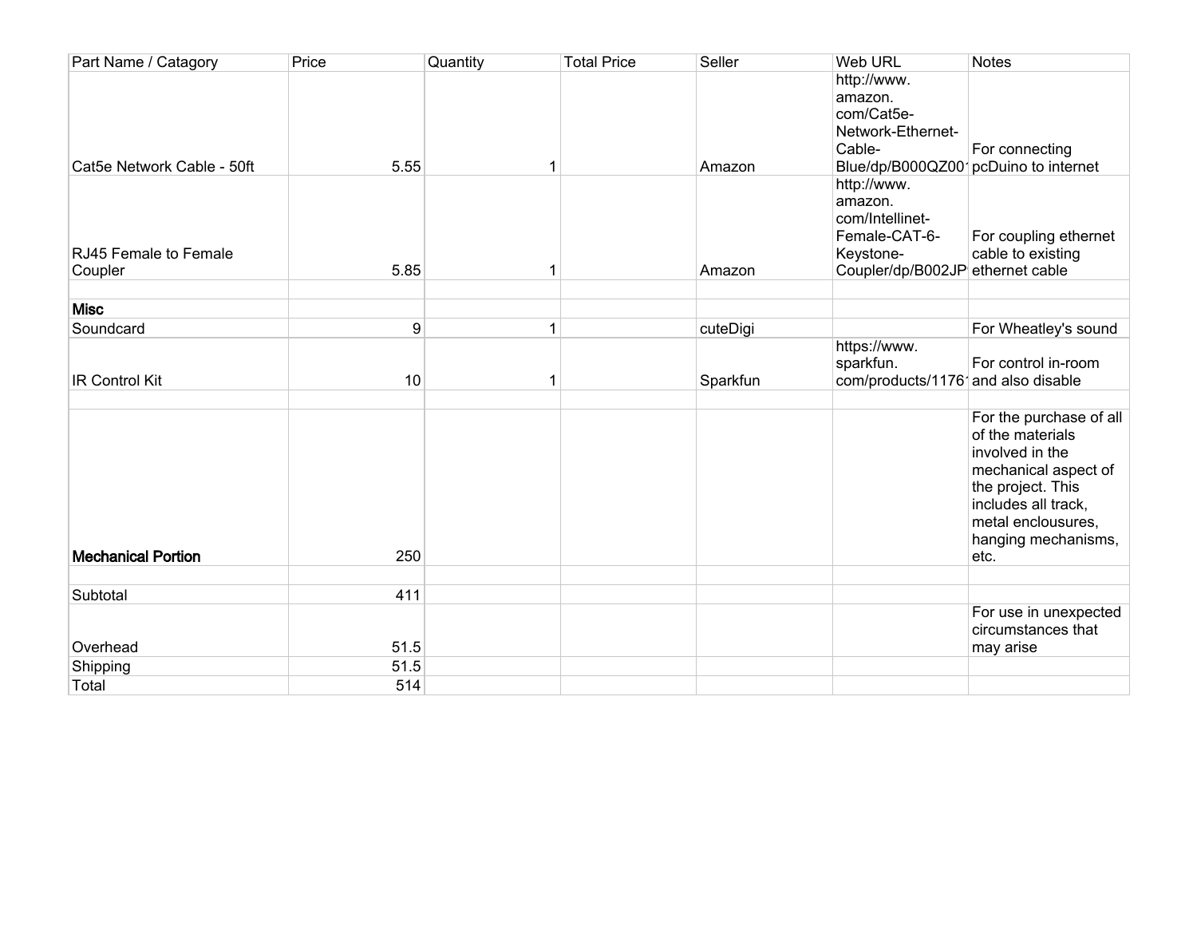| Part Name / Catagory | Price | Quantity | Total Price | Seller | Web URL | Notes |
|---|---|---|---|---|---|---|
| Cat5e Network Cable - 50ft | 5.55 | 1 | | Amazon | http://www.amazon.com/Cat5e-Network-Ethernet-Cable-Blue/dp/B000QZ00 | For connecting pcDuino to internet |
| RJ45 Female to Female Coupler | 5.85 | 1 | | Amazon | http://www.amazon.com/Intellinet-Female-CAT-6-Keystone-Coupler/dp/B002JP | For coupling ethernet cable to existing ethernet cable |
| | | | | | | |
| **Misc** | | | | | | |
| Soundcard | 9 | 1 | | cuteDigi | | For Wheatley's sound |
| IR Control Kit | 10 | 1 | | Sparkfun | https://www.sparkfun.com/products/1176 | For control in-room and also disable |
| | | | | | | |
| **Mechanical Portion** | 250 | | | | | For the purchase of all of the materials involved in the mechanical aspect of the project. This includes all track, metal enclousures, hanging mechanisms, etc. |
| | | | | | | |
| Subtotal | 411 | | | | | |
| Overhead | 51.5 | | | | | For use in unexpected circumstances that may arise |
| Shipping | 51.5 | | | | | |
| Total | 514 | | | | | |